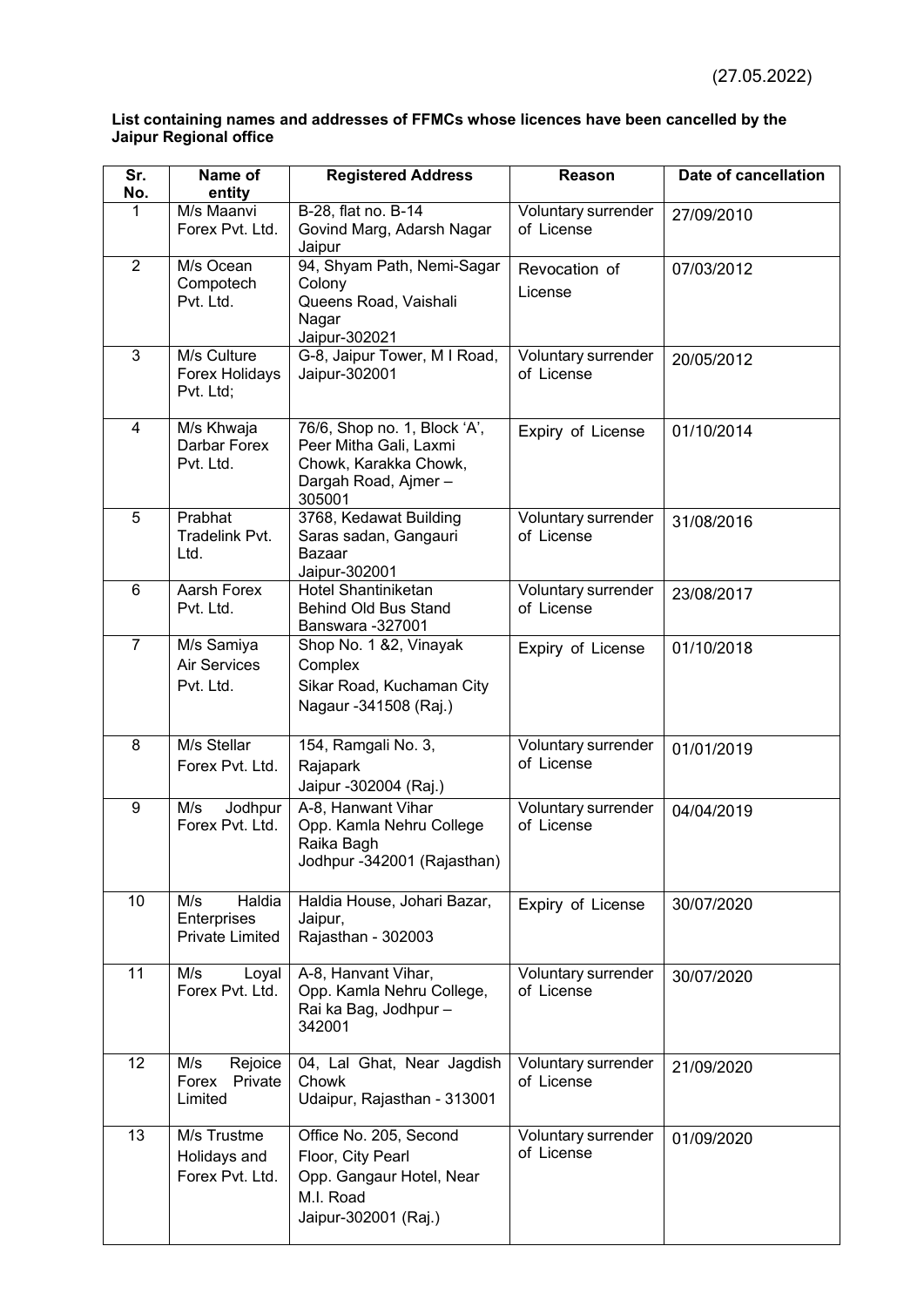(27.05.2022)

**List containing names and addresses of FFMCs whose licences have been cancelled by the Jaipur Regional office**

| Sr. No. | Name of entity | Registered Address | Reason | Date of cancellation |
|---|---|---|---|---|
| 1 | M/s Maanvi Forex Pvt. Ltd. | B-28, flat no. B-14 Govind Marg, Adarsh Nagar Jaipur | Voluntary surrender of License | 27/09/2010 |
| 2 | M/s Ocean Compotech Pvt. Ltd. | 94, Shyam Path, Nemi-Sagar Colony Queens Road, Vaishali Nagar Jaipur-302021 | Revocation of License | 07/03/2012 |
| 3 | M/s Culture Forex Holidays Pvt. Ltd; | G-8, Jaipur Tower, M I Road, Jaipur-302001 | Voluntary surrender of License | 20/05/2012 |
| 4 | M/s Khwaja Darbar Forex Pvt. Ltd. | 76/6, Shop no. 1, Block 'A', Peer Mitha Gali, Laxmi Chowk, Karakka Chowk, Dargah Road, Ajmer – 305001 | Expiry of License | 01/10/2014 |
| 5 | Prabhat Tradelink Pvt. Ltd. | 3768, Kedawat Building Saras sadan, Gangauri Bazaar Jaipur-302001 | Voluntary surrender of License | 31/08/2016 |
| 6 | Aarsh Forex Pvt. Ltd. | Hotel Shantiniketan Behind Old Bus Stand Banswara -327001 | Voluntary surrender of License | 23/08/2017 |
| 7 | M/s Samiya Air Services Pvt. Ltd. | Shop No. 1 &2, Vinayak Complex Sikar Road, Kuchaman City Nagaur -341508 (Raj.) | Expiry of License | 01/10/2018 |
| 8 | M/s Stellar Forex Pvt. Ltd. | 154, Ramgali No. 3, Rajapark Jaipur -302004 (Raj.) | Voluntary surrender of License | 01/01/2019 |
| 9 | M/s Jodhpur Forex Pvt. Ltd. | A-8, Hanwant Vihar Opp. Kamla Nehru College Raika Bagh Jodhpur -342001 (Rajasthan) | Voluntary surrender of License | 04/04/2019 |
| 10 | M/s Haldia Enterprises Private Limited | Haldia House, Johari Bazar, Jaipur, Rajasthan - 302003 | Expiry of License | 30/07/2020 |
| 11 | M/s Loyal Forex Pvt. Ltd. | A-8, Hanvant Vihar, Opp. Kamla Nehru College, Rai ka Bag, Jodhpur – 342001 | Voluntary surrender of License | 30/07/2020 |
| 12 | M/s Rejoice Forex Private Limited | 04, Lal Ghat, Near Jagdish Chowk Udaipur, Rajasthan - 313001 | Voluntary surrender of License | 21/09/2020 |
| 13 | M/s Trustme Holidays and Forex Pvt. Ltd. | Office No. 205, Second Floor, City Pearl Opp. Gangaur Hotel, Near M.I. Road Jaipur-302001 (Raj.) | Voluntary surrender of License | 01/09/2020 |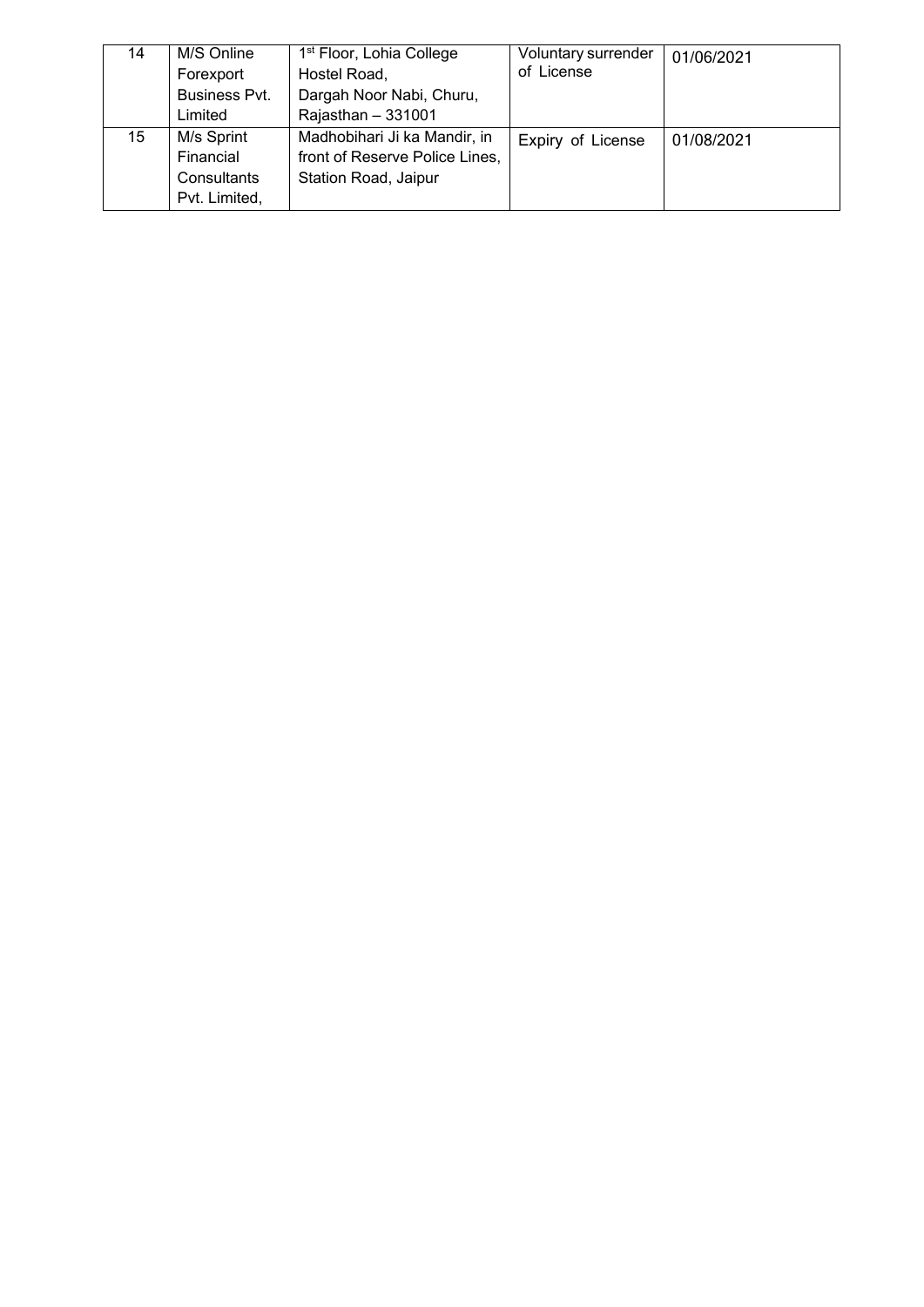| | | | | |
|---|---|---|---|---|
| 14 | M/S Online Forexport Business Pvt. Limited | 1st Floor, Lohia College Hostel Road, Dargah Noor Nabi, Churu, Rajasthan – 331001 | Voluntary surrender of License | 01/06/2021 |
| 15 | M/s Sprint Financial Consultants Pvt. Limited, | Madhobihari Ji ka Mandir, in front of Reserve Police Lines, Station Road, Jaipur | Expiry of License | 01/08/2021 |